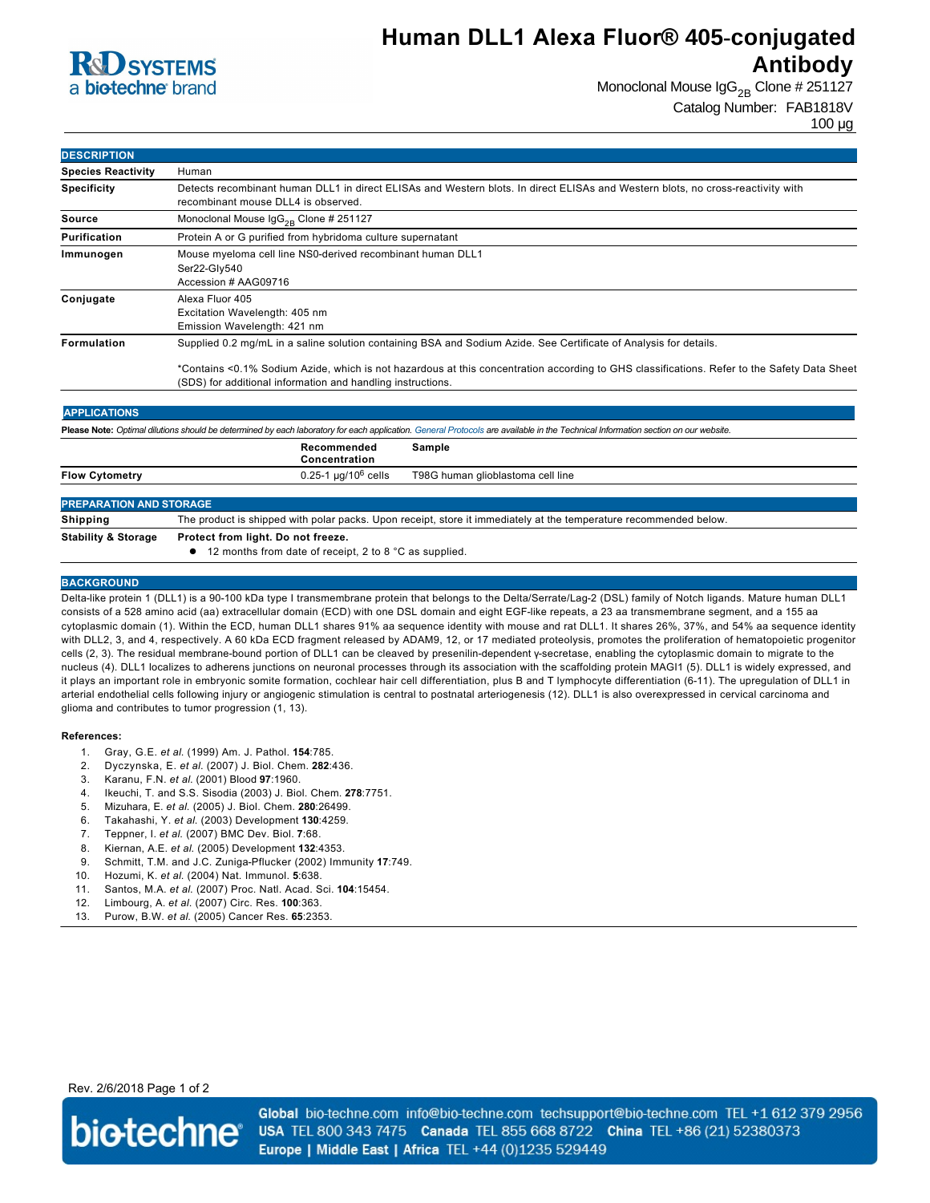# Human DLL1 Alexa Fluor® 405-conjugated Antibody

Monoclonal Mouse $IgG_{2B}$ Clone # 251127

Catalog Number: FAB1818V

100 µg

## DESCRIPTION

| | |
|---|---|
| **Species Reactivity** | Human |
| **Specificity** | Detects recombinant human DLL1 in direct ELISAs and Western blots. In direct ELISAs and Western blots, no cross-reactivity with recombinant mouse DLL4 is observed. |
| **Source** | Monoclonal Mouse $IgG_{2B}$ Clone # 251127 |
| **Purification** | Protein A or G purified from hybridoma culture supernatant |
| **Immunogen** | Mouse myeloma cell line NS0-derived recombinant human DLL1<br>Ser22-Gly540<br>Accession # AAG09716 |
| **Conjugate** | Alexa Fluor 405<br>Excitation Wavelength: 405 nm<br>Emission Wavelength: 421 nm |
| **Formulation** | Supplied 0.2 mg/mL in a saline solution containing BSA and Sodium Azide. See Certificate of Analysis for details.<br><br>*Contains <0.1% Sodium Azide, which is not hazardous at this concentration according to GHS classifications. Refer to the Safety Data Sheet (SDS) for additional information and handling instructions. |

## APPLICATIONS

**Please Note:** *Optimal dilutions should be determined by each laboratory for each application. General Protocols are available in the Technical Information section on our website.*

| | Recommended Concentration | Sample |
|---|---|---|
| **Flow Cytometry** | 0.25-1 µg/$10^6$ cells | T98G human glioblastoma cell line |

## PREPARATION AND STORAGE

| | |
|---|---|
| **Shipping** | The product is shipped with polar packs. Upon receipt, store it immediately at the temperature recommended below. |
| **Stability & Storage** | **Protect from light. Do not freeze.**<br>● 12 months from date of receipt, 2 to 8 °C as supplied. |

## BACKGROUND

Delta-like protein 1 (DLL1) is a 90-100 kDa type I transmembrane protein that belongs to the Delta/Serrate/Lag-2 (DSL) family of Notch ligands. Mature human DLL1 consists of a 528 amino acid (aa) extracellular domain (ECD) with one DSL domain and eight EGF-like repeats, a 23 aa transmembrane segment, and a 155 aa cytoplasmic domain (1). Within the ECD, human DLL1 shares 91% aa sequence identity with mouse and rat DLL1. It shares 26%, 37%, and 54% aa sequence identity with DLL2, 3, and 4, respectively. A 60 kDa ECD fragment released by ADAM9, 12, or 17 mediated proteolysis, promotes the proliferation of hematopoietic progenitor cells (2, 3). The residual membrane-bound portion of DLL1 can be cleaved by presenilin-dependent γ-secretase, enabling the cytoplasmic domain to migrate to the nucleus (4). DLL1 localizes to adherens junctions on neuronal processes through its association with the scaffolding protein MAGI1 (5). DLL1 is widely expressed, and it plays an important role in embryonic somite formation, cochlear hair cell differentiation, plus B and T lymphocyte differentiation (6-11). The upregulation of DLL1 in arterial endothelial cells following injury or angiogenic stimulation is central to postnatal arteriogenesis (12). DLL1 is also overexpressed in cervical carcinoma and glioma and contributes to tumor progression (1, 13).

**References:**

1. Gray, G.E. *et al.* (1999) Am. J. Pathol. **154**:785.
2. Dyczynska, E. *et al.* (2007) J. Biol. Chem. **282**:436.
3. Karanu, F.N. *et al.* (2001) Blood **97**:1960.
4. Ikeuchi, T. and S.S. Sisodia (2003) J. Biol. Chem. **278**:7751.
5. Mizuhara, E. *et al.* (2005) J. Biol. Chem. **280**:26499.
6. Takahashi, Y. *et al.* (2003) Development **130**:4259.
7. Teppner, I. *et al.* (2007) BMC Dev. Biol. **7**:68.
8. Kiernan, A.E. *et al.* (2005) Development **132**:4353.
9. Schmitt, T.M. and J.C. Zuniga-Pflucker (2002) Immunity **17**:749.
10. Hozumi, K. *et al.* (2004) Nat. Immunol. **5**:638.
11. Santos, M.A. *et al.* (2007) Proc. Natl. Acad. Sci. **104**:15454.
12. Limbourg, A. *et al.* (2007) Circ. Res. **100**:363.
13. Purow, B.W. *et al.* (2005) Cancer Res. **65**:2353.

Rev. 2/6/2018

**Global** bio-techne.com info@bio-techne.com techsupport@bio-techne.com TEL +1 612 379 2956 **USA** TEL 800 343 7475 **Canada** TEL 855 668 8722 **China** TEL +86 (21) 52380373 **Europe | Middle East | Africa** TEL +44 (0)1235 529449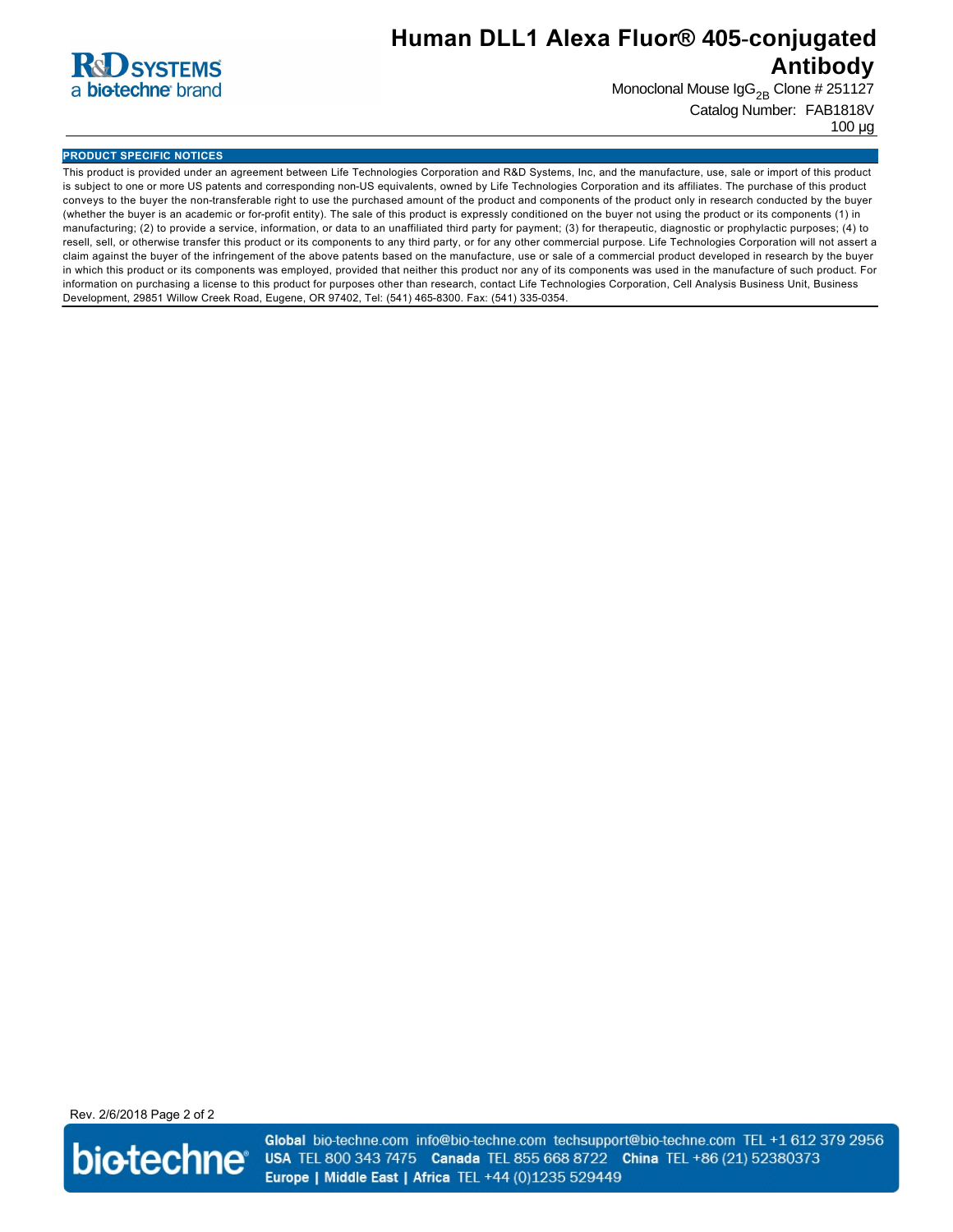# Human DLL1 Alexa Fluor® 405-conjugated Antibody

Monoclonal Mouse Ig$G_{2B}$ Clone # 251127

Catalog Number: FAB1818V

100 µg

## PRODUCT SPECIFIC NOTICES

This product is provided under an agreement between Life Technologies Corporation and R&D Systems, Inc, and the manufacture, use, sale or import of this product is subject to one or more US patents and corresponding non-US equivalents, owned by Life Technologies Corporation and its affiliates. The purchase of this product conveys to the buyer the non-transferable right to use the purchased amount of the product and components of the product only in research conducted by the buyer (whether the buyer is an academic or for-profit entity). The sale of this product is expressly conditioned on the buyer not using the product or its components (1) in manufacturing; (2) to provide a service, information, or data to an unaffiliated third party for payment; (3) for therapeutic, diagnostic or prophylactic purposes; (4) to resell, sell, or otherwise transfer this product or its components to any third party, or for any other commercial purpose. Life Technologies Corporation will not assert a claim against the buyer of the infringement of the above patents based on the manufacture, use or sale of a commercial product developed in research by the buyer in which this product or its components was employed, provided that neither this product nor any of its components was used in the manufacture of such product. For information on purchasing a license to this product for purposes other than research, contact Life Technologies Corporation, Cell Analysis Business Unit, Business Development, 29851 Willow Creek Road, Eugene, OR 97402, Tel: (541) 465-8300. Fax: (541) 335-0354.

Rev. 2/6/2018

**Global** bio-techne.com info@bio-techne.com techsupport@bio-techne.com TEL +1 612 379 2956
**USA** TEL 800 343 7475 **Canada** TEL 855 668 8722 **China** TEL +86 (21) 52380373
**Europe | Middle East | Africa** TEL +44 (0)1235 529449